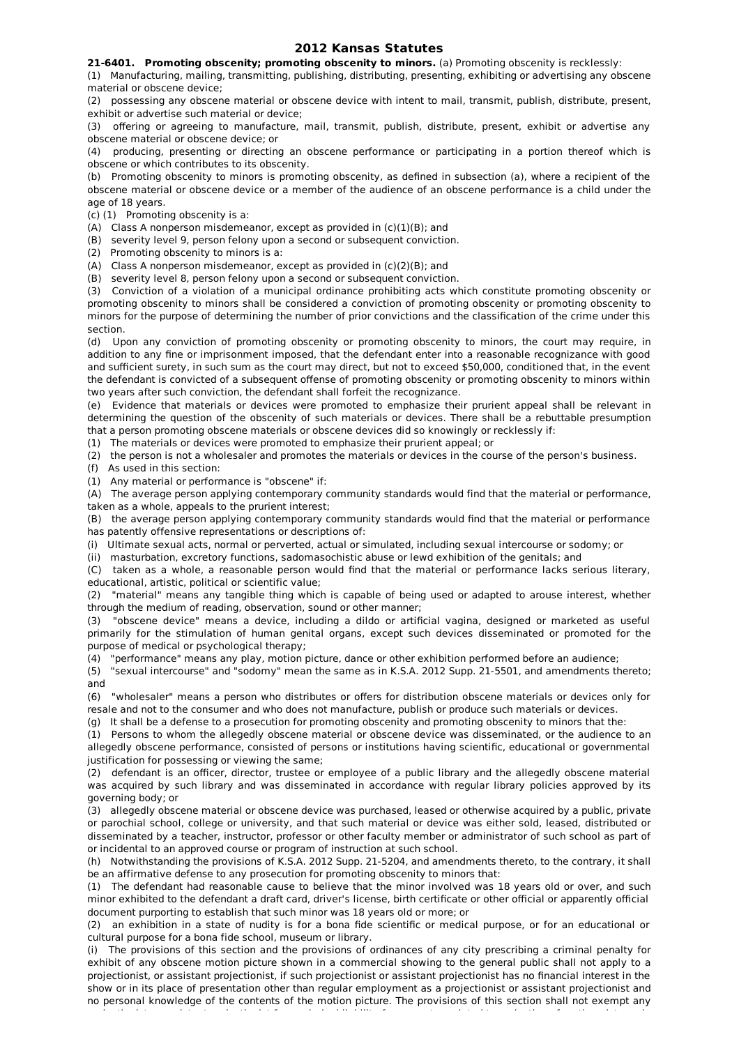# 2012 Kansas Statutes

**21-6401. Promoting obscenity; promoting obscenity to minors.** (a) Promoting obscenity is recklessly:

(1) Manufacturing, mailing, transmitting, publishing, distributing, presenting, exhibiting or advertising any obscene material or obscene device;

(2) possessing any obscene material or obscene device with intent to mail, transmit, publish, distribute, present, exhibit or advertise such material or device;

(3) offering or agreeing to manufacture, mail, transmit, publish, distribute, present, exhibit or advertise any obscene material or obscene device; or

(4) producing, presenting or directing an obscene performance or participating in a portion thereof which is obscene or which contributes to its obscenity.

(b) Promoting obscenity to minors is promoting obscenity, as defined in subsection (a), where a recipient of the obscene material or obscene device or a member of the audience of an obscene performance is a child under the age of 18 years.

(c) (1) Promoting obscenity is a:

(A) Class A nonperson misdemeanor, except as provided in (c)(1)(B); and

(B) severity level 9, person felony upon a second or subsequent conviction.

(2) Promoting obscenity to minors is a:

(A) Class A nonperson misdemeanor, except as provided in (c)(2)(B); and

(B) severity level 8, person felony upon a second or subsequent conviction.

(3) Conviction of a violation of a municipal ordinance prohibiting acts which constitute promoting obscenity or promoting obscenity to minors shall be considered a conviction of promoting obscenity or promoting obscenity to minors for the purpose of determining the number of prior convictions and the classification of the crime under this section.

(d) Upon any conviction of promoting obscenity or promoting obscenity to minors, the court may require, in addition to any fine or imprisonment imposed, that the defendant enter into a reasonable recognizance with good and sufficient surety, in such sum as the court may direct, but not to exceed $50,000, conditioned that, in the event the defendant is convicted of a subsequent offense of promoting obscenity or promoting obscenity to minors within two years after such conviction, the defendant shall forfeit the recognizance.

(e) Evidence that materials or devices were promoted to emphasize their prurient appeal shall be relevant in determining the question of the obscenity of such materials or devices. There shall be a rebuttable presumption that a person promoting obscene materials or obscene devices did so knowingly or recklessly if:

(1) The materials or devices were promoted to emphasize their prurient appeal; or

(2) the person is not a wholesaler and promotes the materials or devices in the course of the person's business.

(f) As used in this section:

(1) Any material or performance is "obscene" if:

(A) The average person applying contemporary community standards would find that the material or performance, taken as a whole, appeals to the prurient interest;

(B) the average person applying contemporary community standards would find that the material or performance has patently offensive representations or descriptions of:

(i) Ultimate sexual acts, normal or perverted, actual or simulated, including sexual intercourse or sodomy; or

(ii) masturbation, excretory functions, sadomasochistic abuse or lewd exhibition of the genitals; and

(C) taken as a whole, a reasonable person would find that the material or performance lacks serious literary, educational, artistic, political or scientific value;

(2) "material" means any tangible thing which is capable of being used or adapted to arouse interest, whether through the medium of reading, observation, sound or other manner;

(3) "obscene device" means a device, including a dildo or artificial vagina, designed or marketed as useful primarily for the stimulation of human genital organs, except such devices disseminated or promoted for the purpose of medical or psychological therapy;

(4) "performance" means any play, motion picture, dance or other exhibition performed before an audience;

(5) "sexual intercourse" and "sodomy" mean the same as in K.S.A. 2012 Supp. 21-5501, and amendments thereto; and

(6) "wholesaler" means a person who distributes or offers for distribution obscene materials or devices only for resale and not to the consumer and who does not manufacture, publish or produce such materials or devices.

(g) It shall be a defense to a prosecution for promoting obscenity and promoting obscenity to minors that the:

(1) Persons to whom the allegedly obscene material or obscene device was disseminated, or the audience to an allegedly obscene performance, consisted of persons or institutions having scientific, educational or governmental justification for possessing or viewing the same;

(2) defendant is an officer, director, trustee or employee of a public library and the allegedly obscene material was acquired by such library and was disseminated in accordance with regular library policies approved by its governing body; or

(3) allegedly obscene material or obscene device was purchased, leased or otherwise acquired by a public, private or parochial school, college or university, and that such material or device was either sold, leased, distributed or disseminated by a teacher, instructor, professor or other faculty member or administrator of such school as part of or incidental to an approved course or program of instruction at such school.

(h) Notwithstanding the provisions of K.S.A. 2012 Supp. 21-5204, and amendments thereto, to the contrary, it shall be an affirmative defense to any prosecution for promoting obscenity to minors that:

(1) The defendant had reasonable cause to believe that the minor involved was 18 years old or over, and such minor exhibited to the defendant a draft card, driver's license, birth certificate or other official or apparently official document purporting to establish that such minor was 18 years old or more; or

(2) an exhibition in a state of nudity is for a bona fide scientific or medical purpose, or for an educational or cultural purpose for a bona fide school, museum or library.

(i) The provisions of this section and the provisions of ordinances of any city prescribing a criminal penalty for exhibit of any obscene motion picture shown in a commercial showing to the general public shall not apply to a projectionist, or assistant projectionist, if such projectionist or assistant projectionist has no financial interest in the show or in its place of presentation other than regular employment as a projectionist or assistant projectionist and no personal knowledge of the contents of the motion picture. The provisions of this section shall not exempt any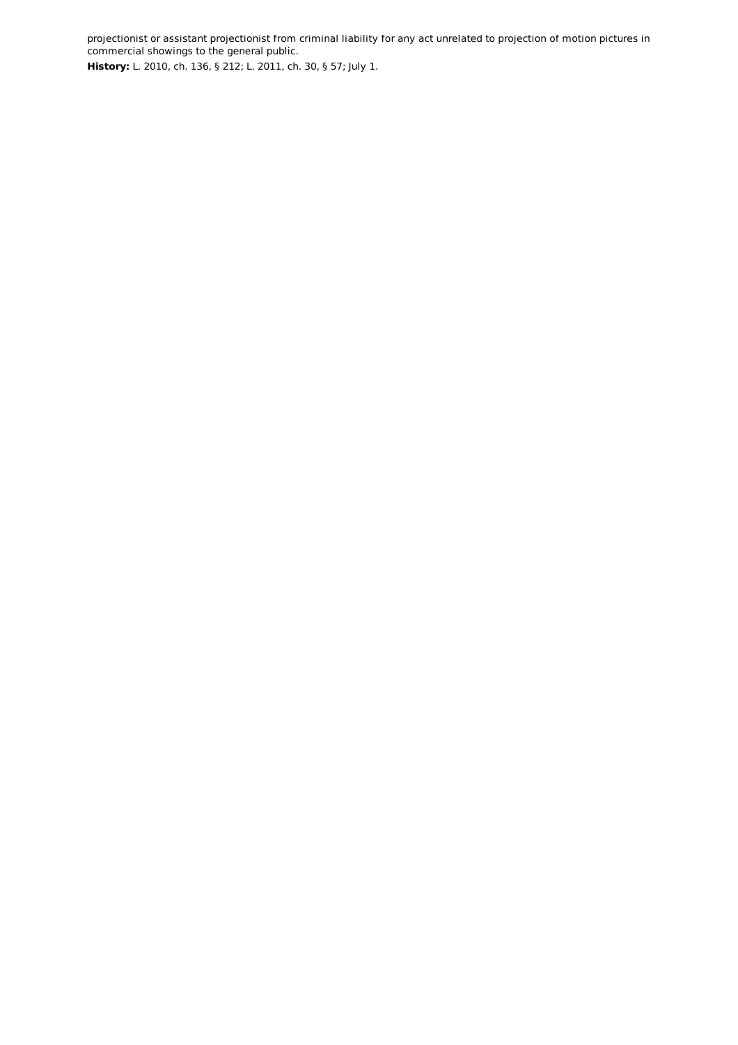projectionist or assistant projectionist from criminal liability for any act unrelated to projection of motion pictures in commercial showings to the general public.

**History:** L. 2010, ch. 136, § 212; L. 2011, ch. 30, § 57; July 1.